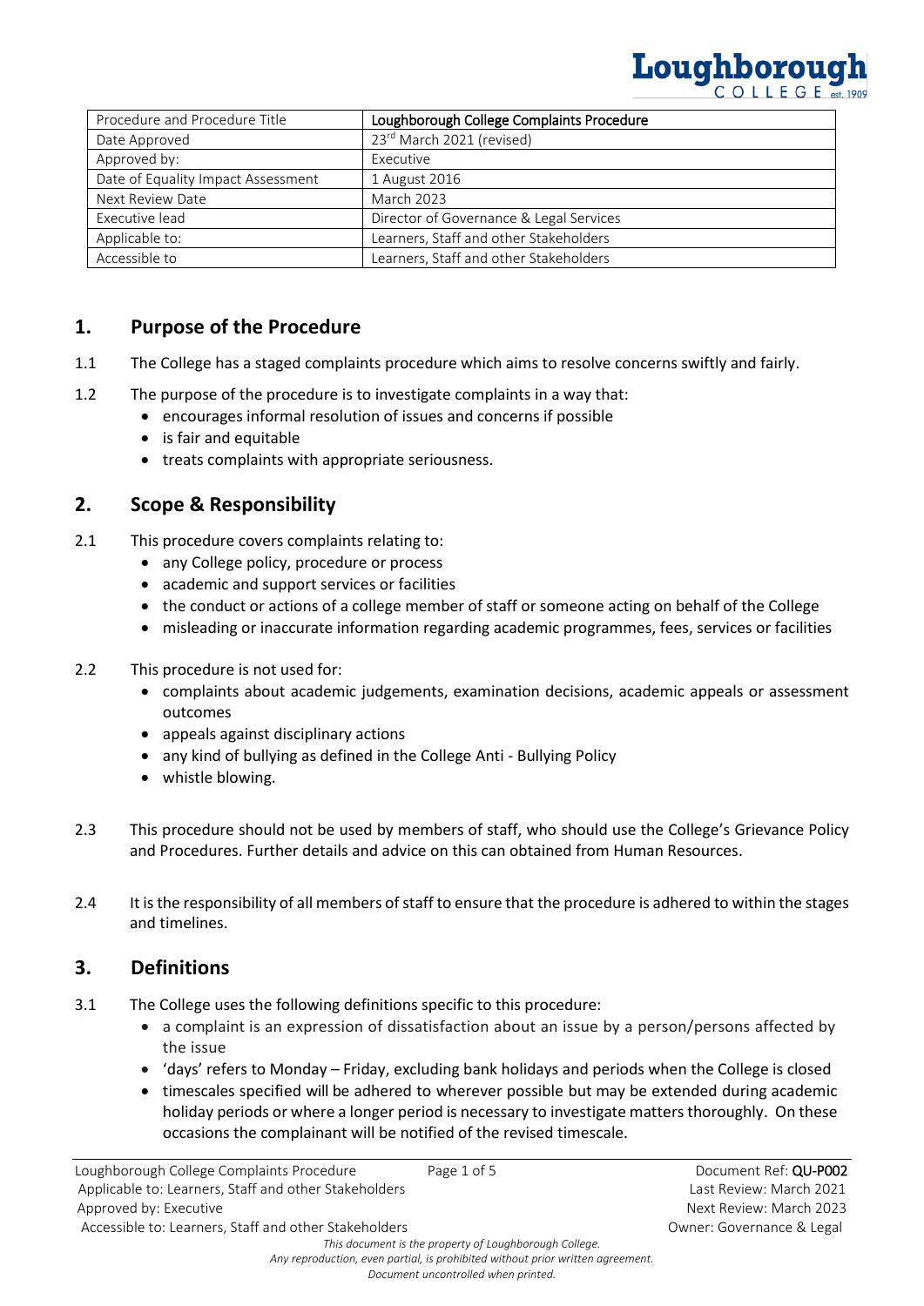| Procedure and Procedure Title | **Loughborough College Complaints Procedure** |
|---|---|
| Date Approved | 23rd March 2021 (revised) |
| Approved by: | Executive |
| Date of Equality Impact Assessment | 1 August 2016 |
| Next Review Date | March 2023 |
| Executive lead | Director of Governance & Legal Services |
| Applicable to: | Learners, Staff and other Stakeholders |
| Accessible to | Learners, Staff and other Stakeholders |

## 1. Purpose of the Procedure

1.1 The College has a staged complaints procedure which aims to resolve concerns swiftly and fairly.

1.2 The purpose of the procedure is to investigate complaints in a way that:

- encourages informal resolution of issues and concerns if possible
- is fair and equitable
- treats complaints with appropriate seriousness.

## 2. Scope & Responsibility

2.1 This procedure covers complaints relating to:

- any College policy, procedure or process
- academic and support services or facilities
- the conduct or actions of a college member of staff or someone acting on behalf of the College
- misleading or inaccurate information regarding academic programmes, fees, services or facilities

2.2 This procedure is not used for:

- complaints about academic judgements, examination decisions, academic appeals or assessment outcomes
- appeals against disciplinary actions
- any kind of bullying as defined in the College Anti - Bullying Policy
- whistle blowing.

2.3 This procedure should not be used by members of staff, who should use the College's Grievance Policy and Procedures. Further details and advice on this can obtained from Human Resources.

2.4 It is the responsibility of all members of staff to ensure that the procedure is adhered to within the stages and timelines.

## 3. Definitions

3.1 The College uses the following definitions specific to this procedure:

- a complaint is an expression of dissatisfaction about an issue by a person/persons affected by the issue
- 'days' refers to Monday – Friday, excluding bank holidays and periods when the College is closed
- timescales specified will be adhered to wherever possible but may be extended during academic holiday periods or where a longer period is necessary to investigate matters thoroughly. On these occasions the complainant will be notified of the revised timescale.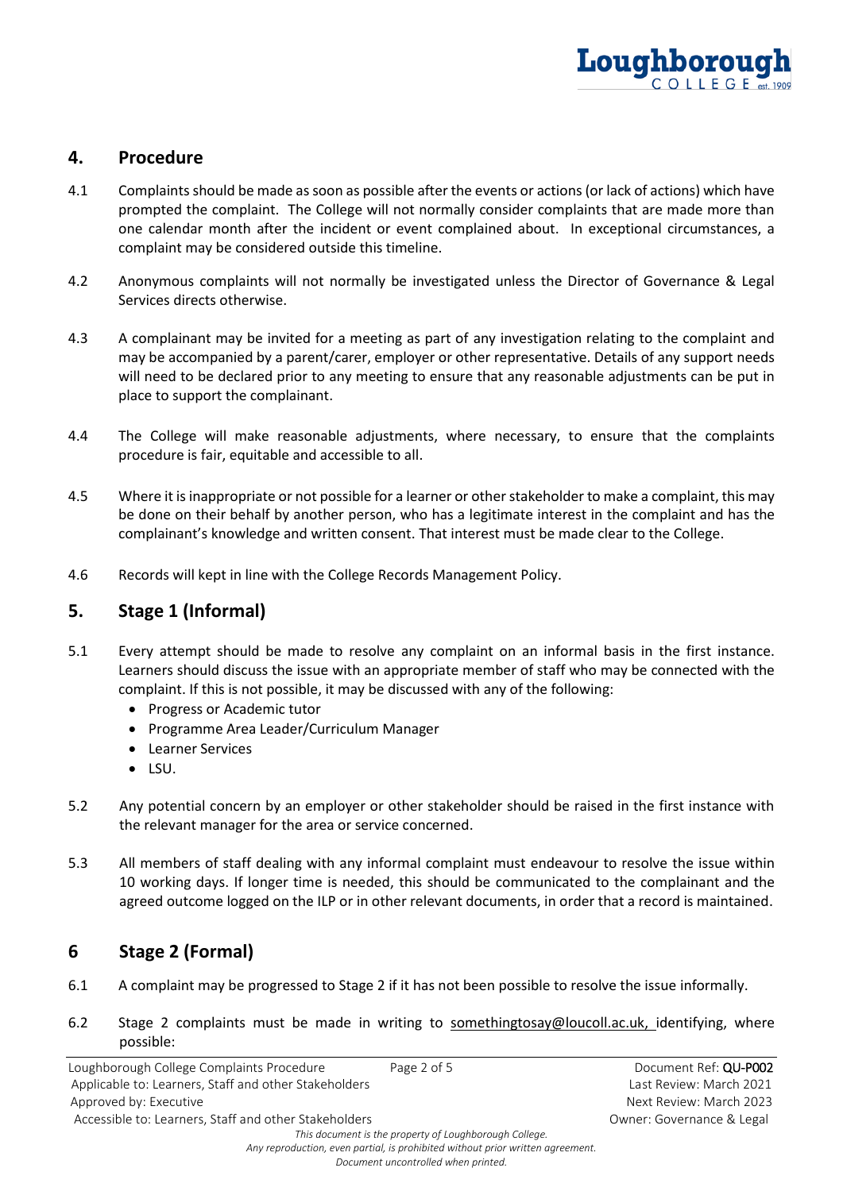## 4. Procedure

4.1 Complaints should be made as soon as possible after the events or actions (or lack of actions) which have prompted the complaint. The College will not normally consider complaints that are made more than one calendar month after the incident or event complained about. In exceptional circumstances, a complaint may be considered outside this timeline.

4.2 Anonymous complaints will not normally be investigated unless the Director of Governance & Legal Services directs otherwise.

4.3 A complainant may be invited for a meeting as part of any investigation relating to the complaint and may be accompanied by a parent/carer, employer or other representative. Details of any support needs will need to be declared prior to any meeting to ensure that any reasonable adjustments can be put in place to support the complainant.

4.4 The College will make reasonable adjustments, where necessary, to ensure that the complaints procedure is fair, equitable and accessible to all.

4.5 Where it is inappropriate or not possible for a learner or other stakeholder to make a complaint, this may be done on their behalf by another person, who has a legitimate interest in the complaint and has the complainant's knowledge and written consent. That interest must be made clear to the College.

4.6 Records will kept in line with the College Records Management Policy.

## 5. Stage 1 (Informal)

5.1 Every attempt should be made to resolve any complaint on an informal basis in the first instance. Learners should discuss the issue with an appropriate member of staff who may be connected with the complaint. If this is not possible, it may be discussed with any of the following:

- Progress or Academic tutor
- Programme Area Leader/Curriculum Manager
- Learner Services
- LSU.

5.2 Any potential concern by an employer or other stakeholder should be raised in the first instance with the relevant manager for the area or service concerned.

5.3 All members of staff dealing with any informal complaint must endeavour to resolve the issue within 10 working days. If longer time is needed, this should be communicated to the complainant and the agreed outcome logged on the ILP or in other relevant documents, in order that a record is maintained.

## 6 Stage 2 (Formal)

6.1 A complaint may be progressed to Stage 2 if it has not been possible to resolve the issue informally.

6.2 Stage 2 complaints must be made in writing to somethingtosay@loucoll.ac.uk, identifying, where possible: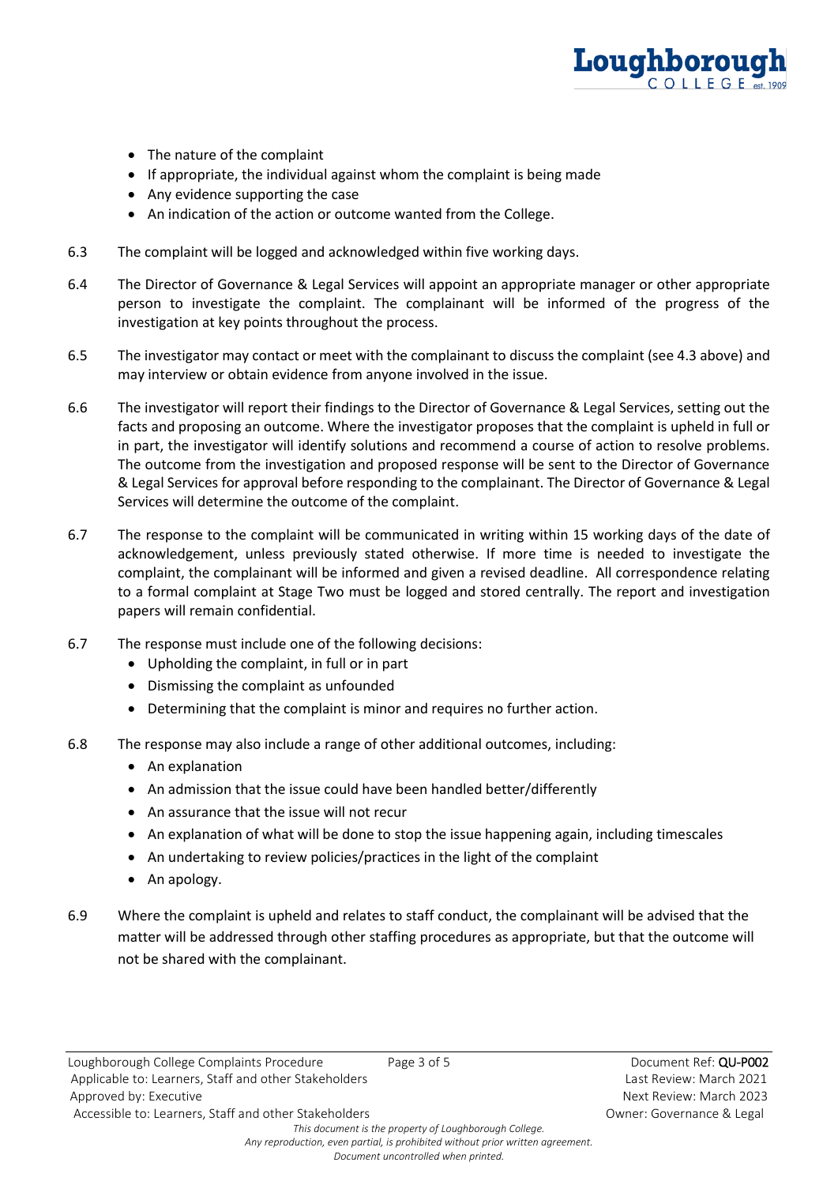- The nature of the complaint
- If appropriate, the individual against whom the complaint is being made
- Any evidence supporting the case
- An indication of the action or outcome wanted from the College.

6.3 The complaint will be logged and acknowledged within five working days.

6.4 The Director of Governance & Legal Services will appoint an appropriate manager or other appropriate person to investigate the complaint. The complainant will be informed of the progress of the investigation at key points throughout the process.

6.5 The investigator may contact or meet with the complainant to discuss the complaint (see 4.3 above) and may interview or obtain evidence from anyone involved in the issue.

6.6 The investigator will report their findings to the Director of Governance & Legal Services, setting out the facts and proposing an outcome. Where the investigator proposes that the complaint is upheld in full or in part, the investigator will identify solutions and recommend a course of action to resolve problems. The outcome from the investigation and proposed response will be sent to the Director of Governance & Legal Services for approval before responding to the complainant. The Director of Governance & Legal Services will determine the outcome of the complaint.

6.7 The response to the complaint will be communicated in writing within 15 working days of the date of acknowledgement, unless previously stated otherwise. If more time is needed to investigate the complaint, the complainant will be informed and given a revised deadline. All correspondence relating to a formal complaint at Stage Two must be logged and stored centrally. The report and investigation papers will remain confidential.

6.7 The response must include one of the following decisions:

- Upholding the complaint, in full or in part
- Dismissing the complaint as unfounded
- Determining that the complaint is minor and requires no further action.

6.8 The response may also include a range of other additional outcomes, including:

- An explanation
- An admission that the issue could have been handled better/differently
- An assurance that the issue will not recur
- An explanation of what will be done to stop the issue happening again, including timescales
- An undertaking to review policies/practices in the light of the complaint
- An apology.

6.9 Where the complaint is upheld and relates to staff conduct, the complainant will be advised that the matter will be addressed through other staffing procedures as appropriate, but that the outcome will not be shared with the complainant.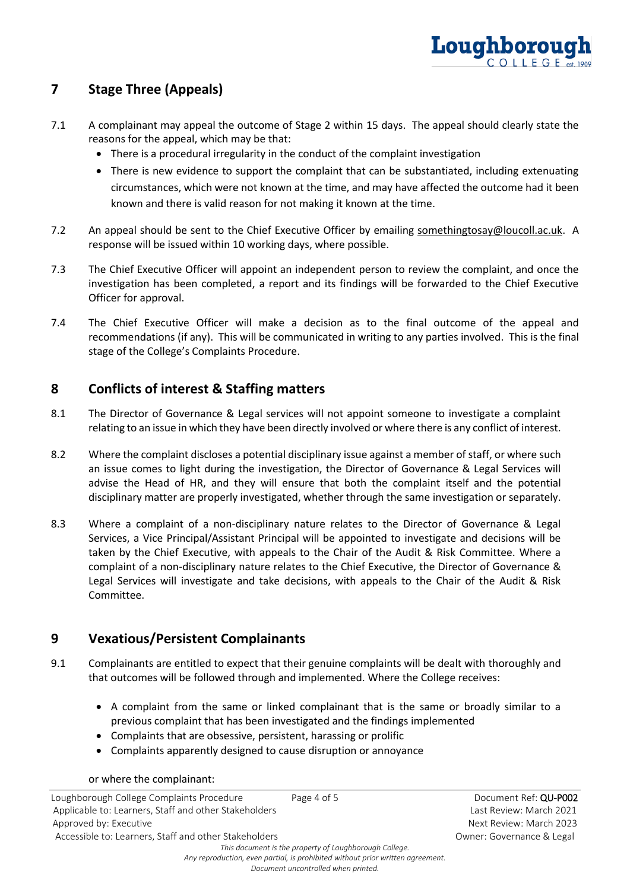## 7 Stage Three (Appeals)

7.1 A complainant may appeal the outcome of Stage 2 within 15 days. The appeal should clearly state the reasons for the appeal, which may be that:

- There is a procedural irregularity in the conduct of the complaint investigation
- There is new evidence to support the complaint that can be substantiated, including extenuating circumstances, which were not known at the time, and may have affected the outcome had it been known and there is valid reason for not making it known at the time.

7.2 An appeal should be sent to the Chief Executive Officer by emailing somethingtosay@loucoll.ac.uk. A response will be issued within 10 working days, where possible.

7.3 The Chief Executive Officer will appoint an independent person to review the complaint, and once the investigation has been completed, a report and its findings will be forwarded to the Chief Executive Officer for approval.

7.4 The Chief Executive Officer will make a decision as to the final outcome of the appeal and recommendations (if any). This will be communicated in writing to any parties involved. This is the final stage of the College's Complaints Procedure.

## 8 Conflicts of interest & Staffing matters

8.1 The Director of Governance & Legal services will not appoint someone to investigate a complaint relating to an issue in which they have been directly involved or where there is any conflict of interest.

8.2 Where the complaint discloses a potential disciplinary issue against a member of staff, or where such an issue comes to light during the investigation, the Director of Governance & Legal Services will advise the Head of HR, and they will ensure that both the complaint itself and the potential disciplinary matter are properly investigated, whether through the same investigation or separately.

8.3 Where a complaint of a non-disciplinary nature relates to the Director of Governance & Legal Services, a Vice Principal/Assistant Principal will be appointed to investigate and decisions will be taken by the Chief Executive, with appeals to the Chair of the Audit & Risk Committee. Where a complaint of a non-disciplinary nature relates to the Chief Executive, the Director of Governance & Legal Services will investigate and take decisions, with appeals to the Chair of the Audit & Risk Committee.

## 9 Vexatious/Persistent Complainants

9.1 Complainants are entitled to expect that their genuine complaints will be dealt with thoroughly and that outcomes will be followed through and implemented. Where the College receives:

- A complaint from the same or linked complainant that is the same or broadly similar to a previous complaint that has been investigated and the findings implemented
- Complaints that are obsessive, persistent, harassing or prolific
- Complaints apparently designed to cause disruption or annoyance

or where the complainant: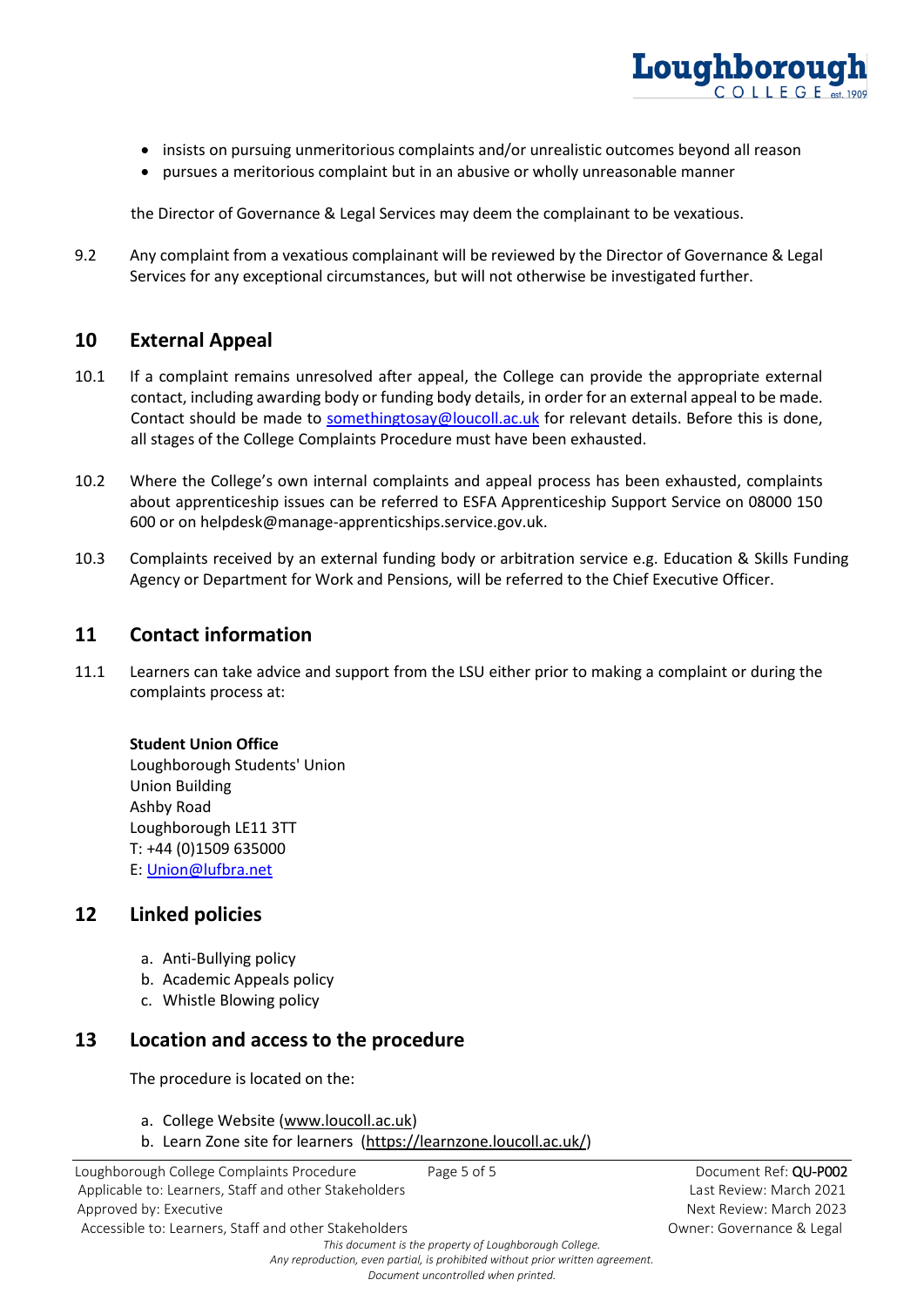- insists on pursuing unmeritorious complaints and/or unrealistic outcomes beyond all reason
- pursues a meritorious complaint but in an abusive or wholly unreasonable manner

the Director of Governance & Legal Services may deem the complainant to be vexatious.

9.2 Any complaint from a vexatious complainant will be reviewed by the Director of Governance & Legal Services for any exceptional circumstances, but will not otherwise be investigated further.

## 10 External Appeal

10.1 If a complaint remains unresolved after appeal, the College can provide the appropriate external contact, including awarding body or funding body details, in order for an external appeal to be made. Contact should be made to somethingtosay@loucoll.ac.uk for relevant details. Before this is done, all stages of the College Complaints Procedure must have been exhausted.

10.2 Where the College's own internal complaints and appeal process has been exhausted, complaints about apprenticeship issues can be referred to ESFA Apprenticeship Support Service on 08000 150 600 or on helpdesk@manage-apprenticships.service.gov.uk.

10.3 Complaints received by an external funding body or arbitration service e.g. Education & Skills Funding Agency or Department for Work and Pensions, will be referred to the Chief Executive Officer.

## 11 Contact information

11.1 Learners can take advice and support from the LSU either prior to making a complaint or during the complaints process at:

**Student Union Office**
Loughborough Students' Union
Union Building
Ashby Road
Loughborough LE11 3TT
T: +44 (0)1509 635000
E: Union@lufbra.net

## 12 Linked policies

a. Anti-Bullying policy
b. Academic Appeals policy
c. Whistle Blowing policy

## 13 Location and access to the procedure

The procedure is located on the:

a. College Website (www.loucoll.ac.uk)
b. Learn Zone site for learners (https://learnzone.loucoll.ac.uk/)